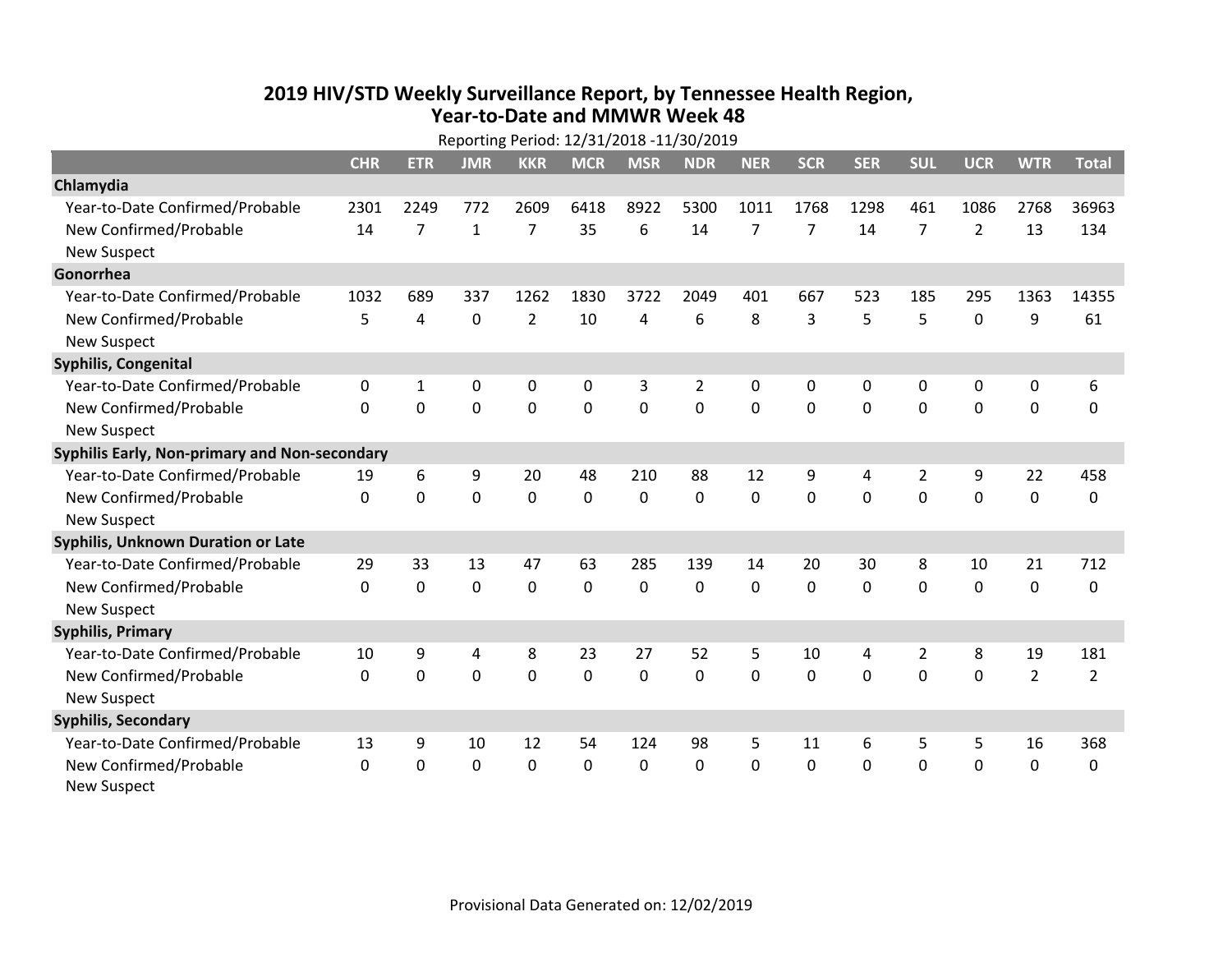## 2019 HIV/STD Weekly Surveillance Report, by Tennessee Health Region, Year-to-Date and MMWR Week 48

Reporting Period: 12/31/2018 -11/30/2019

| | CHR | ETR | JMR | KKR | MCR | MSR | NDR | NER | SCR | SER | SUL | UCR | WTR | Total |
|---|---|---|---|---|---|---|---|---|---|---|---|---|---|---|
| **Chlamydia** | | | | | | | | | | | | | | |
| Year-to-Date Confirmed/Probable | 2301 | 2249 | 772 | 2609 | 6418 | 8922 | 5300 | 1011 | 1768 | 1298 | 461 | 1086 | 2768 | 36963 |
| New Confirmed/Probable | 14 | 7 | 1 | 7 | 35 | 6 | 14 | 7 | 7 | 14 | 7 | 2 | 13 | 134 |
| New Suspect | | | | | | | | | | | | | | |
| **Gonorrhea** | | | | | | | | | | | | | | |
| Year-to-Date Confirmed/Probable | 1032 | 689 | 337 | 1262 | 1830 | 3722 | 2049 | 401 | 667 | 523 | 185 | 295 | 1363 | 14355 |
| New Confirmed/Probable | 5 | 4 | 0 | 2 | 10 | 4 | 6 | 8 | 3 | 5 | 5 | 0 | 9 | 61 |
| New Suspect | | | | | | | | | | | | | | |
| **Syphilis, Congenital** | | | | | | | | | | | | | | |
| Year-to-Date Confirmed/Probable | 0 | 1 | 0 | 0 | 0 | 3 | 2 | 0 | 0 | 0 | 0 | 0 | 0 | 6 |
| New Confirmed/Probable | 0 | 0 | 0 | 0 | 0 | 0 | 0 | 0 | 0 | 0 | 0 | 0 | 0 | 0 |
| New Suspect | | | | | | | | | | | | | | |
| **Syphilis Early, Non-primary and Non-secondary** | | | | | | | | | | | | | | |
| Year-to-Date Confirmed/Probable | 19 | 6 | 9 | 20 | 48 | 210 | 88 | 12 | 9 | 4 | 2 | 9 | 22 | 458 |
| New Confirmed/Probable | 0 | 0 | 0 | 0 | 0 | 0 | 0 | 0 | 0 | 0 | 0 | 0 | 0 | 0 |
| New Suspect | | | | | | | | | | | | | | |
| **Syphilis, Unknown Duration or Late** | | | | | | | | | | | | | | |
| Year-to-Date Confirmed/Probable | 29 | 33 | 13 | 47 | 63 | 285 | 139 | 14 | 20 | 30 | 8 | 10 | 21 | 712 |
| New Confirmed/Probable | 0 | 0 | 0 | 0 | 0 | 0 | 0 | 0 | 0 | 0 | 0 | 0 | 0 | 0 |
| New Suspect | | | | | | | | | | | | | | |
| **Syphilis, Primary** | | | | | | | | | | | | | | |
| Year-to-Date Confirmed/Probable | 10 | 9 | 4 | 8 | 23 | 27 | 52 | 5 | 10 | 4 | 2 | 8 | 19 | 181 |
| New Confirmed/Probable | 0 | 0 | 0 | 0 | 0 | 0 | 0 | 0 | 0 | 0 | 0 | 0 | 2 | 2 |
| New Suspect | | | | | | | | | | | | | | |
| **Syphilis, Secondary** | | | | | | | | | | | | | | |
| Year-to-Date Confirmed/Probable | 13 | 9 | 10 | 12 | 54 | 124 | 98 | 5 | 11 | 6 | 5 | 5 | 16 | 368 |
| New Confirmed/Probable | 0 | 0 | 0 | 0 | 0 | 0 | 0 | 0 | 0 | 0 | 0 | 0 | 0 | 0 |
| New Suspect | | | | | | | | | | | | | | |

Provisional Data Generated on: 12/02/2019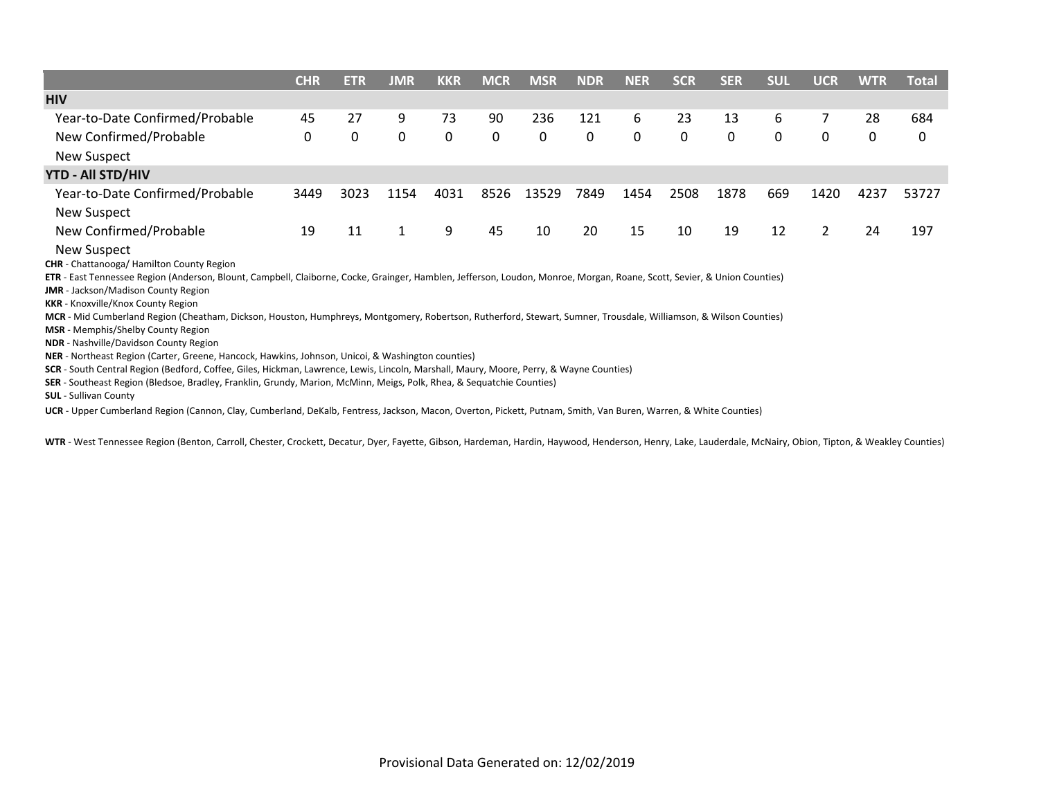| | CHR | ETR | JMR | KKR | MCR | MSR | NDR | NER | SCR | SER | SUL | UCR | WTR | Total |
|---|---|---|---|---|---|---|---|---|---|---|---|---|---|---|
| **HIV** | | | | | | | | | | | | | | |
| Year-to-Date Confirmed/Probable | 45 | 27 | 9 | 73 | 90 | 236 | 121 | 6 | 23 | 13 | 6 | 7 | 28 | 684 |
| New Confirmed/Probable | 0 | 0 | 0 | 0 | 0 | 0 | 0 | 0 | 0 | 0 | 0 | 0 | 0 | 0 |
| New Suspect | | | | | | | | | | | | | | |
| **YTD - All STD/HIV** | | | | | | | | | | | | | | |
| Year-to-Date Confirmed/Probable | 3449 | 3023 | 1154 | 4031 | 8526 | 13529 | 7849 | 1454 | 2508 | 1878 | 669 | 1420 | 4237 | 53727 |
| New Suspect | | | | | | | | | | | | | | |
| New Confirmed/Probable | 19 | 11 | 1 | 9 | 45 | 10 | 20 | 15 | 10 | 19 | 12 | 2 | 24 | 197 |
| New Suspect | | | | | | | | | | | | | | |

**CHR** - Chattanooga/ Hamilton County Region

**ETR** - East Tennessee Region (Anderson, Blount, Campbell, Claiborne, Cocke, Grainger, Hamblen, Jefferson, Loudon, Monroe, Morgan, Roane, Scott, Sevier, & Union Counties)

**JMR** - Jackson/Madison County Region

**KKR** - Knoxville/Knox County Region

**MCR** - Mid Cumberland Region (Cheatham, Dickson, Houston, Humphreys, Montgomery, Robertson, Rutherford, Stewart, Sumner, Trousdale, Williamson, & Wilson Counties)

**MSR** - Memphis/Shelby County Region

**NDR** - Nashville/Davidson County Region

**NER** - Northeast Region (Carter, Greene, Hancock, Hawkins, Johnson, Unicoi, & Washington counties)

**SCR** - South Central Region (Bedford, Coffee, Giles, Hickman, Lawrence, Lewis, Lincoln, Marshall, Maury, Moore, Perry, & Wayne Counties)

**SER** - Southeast Region (Bledsoe, Bradley, Franklin, Grundy, Marion, McMinn, Meigs, Polk, Rhea, & Sequatchie Counties)

**SUL** - Sullivan County

**UCR** - Upper Cumberland Region (Cannon, Clay, Cumberland, DeKalb, Fentress, Jackson, Macon, Overton, Pickett, Putnam, Smith, Van Buren, Warren, & White Counties)

**WTR** - West Tennessee Region (Benton, Carroll, Chester, Crockett, Decatur, Dyer, Fayette, Gibson, Hardeman, Hardin, Haywood, Henderson, Henry, Lake, Lauderdale, McNairy, Obion, Tipton, & Weakley Counties)

Provisional Data Generated on: 12/02/2019